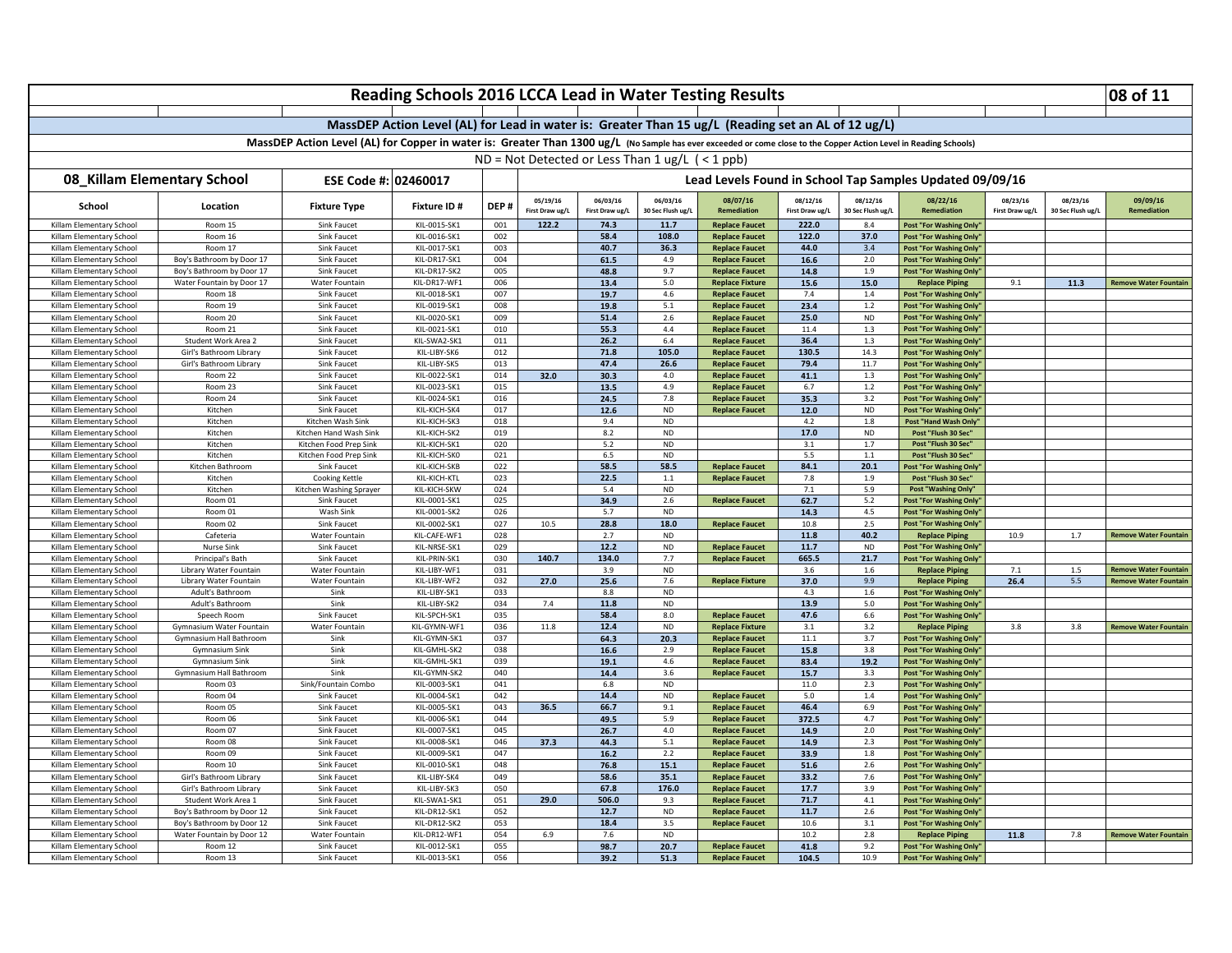# Reading Schools 2016 LCCA Lead in Water Testing Results

**MassDEP Action Level (AL) for Lead in water is: Greater Than 15 ug/L (Reading set an AL of 12 ug/L)**

**MassDEP Action Level (AL) for Copper in water is: Greater Than 1300 ug/L** (No Sample has ever exceeded or come close to the Copper Action Level in Reading Schools)

ND = Not Detected or Less Than 1 ug/L ( < 1 ppb)

## 08_Killam Elementary School

**ESE Code #: 02460017**

**Lead Levels Found in School Tap Samples Updated 09/09/16**

| School | Location | Fixture Type | Fixture ID # | DEP # | 05/19/16 First Draw ug/L | 06/03/16 First Draw ug/L | 06/03/16 30 Sec Flush ug/L | 08/07/16 Remediation | 08/12/16 First Draw ug/L | 08/12/16 30 Sec Flush ug/L | 08/22/16 Remediation | 08/23/16 First Draw ug/L | 08/23/16 30 Sec Flush ug/L | 09/09/16 Remediation |
|---|---|---|---|---|---|---|---|---|---|---|---|---|---|---|
| Killam Elementary School | Room 15 | Sink Faucet | KIL-0015-SK1 | 001 | **122.2** | **74.3** | 11.7 | **Replace Faucet** | **222.0** | 8.4 | **Post "For Washing Only"** | | | |
| Killam Elementary School | Room 16 | Sink Faucet | KIL-0016-SK1 | 002 | | **58.4** | **108.0** | **Replace Faucet** | **122.0** | **37.0** | **Post "For Washing Only"** | | | |
| Killam Elementary School | Room 17 | Sink Faucet | KIL-0017-SK1 | 003 | | **40.7** | **36.3** | **Replace Faucet** | **44.0** | 3.4 | **Post "For Washing Only"** | | | |
| Killam Elementary School | Boy's Bathroom by Door 17 | Sink Faucet | KIL-DR17-SK1 | 004 | | **61.5** | 4.9 | **Replace Faucet** | **16.6** | 2.0 | **Post "For Washing Only"** | | | |
| Killam Elementary School | Boy's Bathroom by Door 17 | Sink Faucet | KIL-DR17-SK2 | 005 | | **48.8** | 9.7 | **Replace Faucet** | **14.8** | 1.9 | **Post "For Washing Only"** | | | |
| Killam Elementary School | Water Fountain by Door 17 | Water Fountain | KIL-DR17-WF1 | 006 | | **13.4** | 5.0 | **Replace Fixture** | **15.6** | **15.0** | **Replace Piping** | 9.1 | **11.3** | **Remove Water Fountain** |
| Killam Elementary School | Room 18 | Sink Faucet | KIL-0018-SK1 | 007 | | **19.7** | 4.6 | **Replace Faucet** | 7.4 | 1.4 | **Post "For Washing Only"** | | | |
| Killam Elementary School | Room 19 | Sink Faucet | KIL-0019-SK1 | 008 | | **19.8** | 5.1 | **Replace Faucet** | **23.4** | 1.2 | **Post "For Washing Only"** | | | |
| Killam Elementary School | Room 20 | Sink Faucet | KIL-0020-SK1 | 009 | | **51.4** | 2.6 | **Replace Faucet** | **25.0** | ND | **Post "For Washing Only"** | | | |
| Killam Elementary School | Room 21 | Sink Faucet | KIL-0021-SK1 | 010 | | **55.3** | 4.4 | **Replace Faucet** | 11.4 | 1.3 | **Post "For Washing Only"** | | | |
| Killam Elementary School | Student Work Area 2 | Sink Faucet | KIL-SWA2-SK1 | 011 | | **26.2** | 6.4 | **Replace Faucet** | **36.4** | 1.3 | **Post "For Washing Only"** | | | |
| Killam Elementary School | Girl's Bathroom Library | Sink Faucet | KIL-LIBY-SK6 | 012 | | **71.8** | **105.0** | **Replace Faucet** | **130.5** | 14.3 | **Post "For Washing Only"** | | | |
| Killam Elementary School | Girl's Bathroom Library | Sink Faucet | KIL-LIBY-SK5 | 013 | | **47.4** | **26.6** | **Replace Faucet** | **79.4** | 11.7 | **Post "For Washing Only"** | | | |
| Killam Elementary School | Room 22 | Sink Faucet | KIL-0022-SK1 | 014 | **32.0** | **30.3** | 4.0 | **Replace Faucet** | **41.1** | 1.3 | **Post "For Washing Only"** | | | |
| Killam Elementary School | Room 23 | Sink Faucet | KIL-0023-SK1 | 015 | | **13.5** | 4.9 | **Replace Faucet** | 6.7 | 1.2 | **Post "For Washing Only"** | | | |
| Killam Elementary School | Room 24 | Sink Faucet | KIL-0024-SK1 | 016 | | **24.5** | 7.8 | **Replace Faucet** | **35.3** | 3.2 | **Post "For Washing Only"** | | | |
| Killam Elementary School | Kitchen | Sink Faucet | KIL-KICH-SK4 | 017 | | **12.6** | ND | **Replace Faucet** | **12.0** | ND | **Post "For Washing Only"** | | | |
| Killam Elementary School | Kitchen | Kitchen Wash Sink | KIL-KICH-SK3 | 018 | | 9.4 | ND | | 4.2 | 1.8 | **Post "Hand Wash Only"** | | | |
| Killam Elementary School | Kitchen | Kitchen Hand Wash Sink | KIL-KICH-SK2 | 019 | | 8.2 | ND | | **17.0** | ND | **Post "Flush 30 Sec"** | | | |
| Killam Elementary School | Kitchen | Kitchen Food Prep Sink | KIL-KICH-SK1 | 020 | | 5.2 | ND | | 3.1 | 1.7 | **Post "Flush 30 Sec"** | | | |
| Killam Elementary School | Kitchen | Kitchen Food Prep Sink | KIL-KICH-SK0 | 021 | | 6.5 | ND | | 5.5 | 1.1 | **Post "Flush 30 Sec"** | | | |
| Killam Elementary School | Kitchen Bathroom | Sink Faucet | KIL-KICH-SKB | 022 | | **58.5** | **58.5** | **Replace Faucet** | **84.1** | **20.1** | **Post "For Washing Only"** | | | |
| Killam Elementary School | Kitchen | Cooking Kettle | KIL-KICH-KTL | 023 | | **22.5** | 1.1 | **Replace Faucet** | 7.8 | 1.9 | **Post "Flush 30 Sec"** | | | |
| Killam Elementary School | Kitchen | Kitchen Washing Sprayer | KIL-KICH-SKW | 024 | | 5.4 | ND | | 7.1 | 5.9 | **Post "Washing Only"** | | | |
| Killam Elementary School | Room 01 | Sink Faucet | KIL-0001-SK1 | 025 | | **34.9** | 2.6 | **Replace Faucet** | **62.7** | 5.2 | **Post "For Washing Only"** | | | |
| Killam Elementary School | Room 01 | Wash Sink | KIL-0001-SK2 | 026 | | 5.7 | ND | | **14.3** | 4.5 | **Post "For Washing Only"** | | | |
| Killam Elementary School | Room 02 | Sink Faucet | KIL-0002-SK1 | 027 | 10.5 | **28.8** | **18.0** | **Replace Faucet** | 10.8 | 2.5 | **Post "For Washing Only"** | | | |
| Killam Elementary School | Cafeteria | Water Fountain | KIL-CAFE-WF1 | 028 | | 2.7 | ND | | **11.8** | **40.2** | **Replace Piping** | 10.9 | 1.7 | **Remove Water Fountain** |
| Killam Elementary School | Nurse Sink | Sink Faucet | KIL-NRSE-SK1 | 029 | | **12.2** | ND | **Replace Faucet** | 11.7 | ND | **Post "For Washing Only"** | | | |
| Killam Elementary School | Principal's Bath | Sink Faucet | KIL-PRIN-SK1 | 030 | **140.7** | **134.0** | 7.7 | **Replace Faucet** | **665.5** | **21.7** | **Post "For Washing Only"** | | | |
| Killam Elementary School | Library Water Fountain | Water Fountain | KIL-LIBY-WF1 | 031 | | 3.9 | ND | | 3.6 | 1.6 | **Replace Piping** | 7.1 | 1.5 | **Remove Water Fountain** |
| Killam Elementary School | Library Water Fountain | Water Fountain | KIL-LIBY-WF2 | 032 | **27.0** | **25.6** | 7.6 | **Replace Fixture** | **37.0** | 9.9 | **Replace Piping** | **26.4** | 5.5 | **Remove Water Fountain** |
| Killam Elementary School | Adult's Bathroom | Sink | KIL-LIBY-SK1 | 033 | | 8.8 | ND | | 4.3 | 1.6 | **Post "For Washing Only"** | | | |
| Killam Elementary School | Adult's Bathroom | Sink | KIL-LIBY-SK2 | 034 | 7.4 | **11.8** | ND | | **13.9** | 5.0 | **Post "For Washing Only"** | | | |
| Killam Elementary School | Speech Room | Sink Faucet | KIL-SPCH-SK1 | 035 | | **58.4** | 8.0 | **Replace Faucet** | **47.6** | 6.6 | **Post "For Washing Only"** | | | |
| Killam Elementary School | Gymnasium Water Fountain | Water Fountain | KIL-GYMN-WF1 | 036 | 11.8 | **12.4** | ND | **Replace Fixture** | 3.1 | 3.2 | **Replace Piping** | 3.8 | 3.8 | **Remove Water Fountain** |
| Killam Elementary School | Gymnasium Hall Bathroom | Sink | KIL-GYMN-SK1 | 037 | | **64.3** | **20.3** | **Replace Faucet** | 11.1 | 3.7 | **Post "For Washing Only"** | | | |
| Killam Elementary School | Gymnasium Sink | Sink | KIL-GMHL-SK2 | 038 | | **16.6** | 2.9 | **Replace Faucet** | **15.8** | 3.8 | **Post "For Washing Only"** | | | |
| Killam Elementary School | Gymnasium Sink | Sink | KIL-GMHL-SK1 | 039 | | **19.1** | 4.6 | **Replace Faucet** | **83.4** | **19.2** | **Post "For Washing Only"** | | | |
| Killam Elementary School | Gymnasium Hall Bathroom | Sink | KIL-GYMN-SK2 | 040 | | **14.4** | 3.6 | **Replace Faucet** | **15.7** | 3.3 | **Post "For Washing Only"** | | | |
| Killam Elementary School | Room 03 | Sink/Fountain Combo | KIL-0003-SK1 | 041 | | 6.8 | ND | | 11.0 | 2.3 | **Post "For Washing Only"** | | | |
| Killam Elementary School | Room 04 | Sink Faucet | KIL-0004-SK1 | 042 | | **14.4** | ND | **Replace Faucet** | 5.0 | 1.4 | **Post "For Washing Only"** | | | |
| Killam Elementary School | Room 05 | Sink Faucet | KIL-0005-SK1 | 043 | **36.5** | **66.7** | 9.1 | **Replace Faucet** | **46.4** | 6.9 | **Post "For Washing Only"** | | | |
| Killam Elementary School | Room 06 | Sink Faucet | KIL-0006-SK1 | 044 | | **49.5** | 5.9 | **Replace Faucet** | **372.5** | 4.7 | **Post "For Washing Only"** | | | |
| Killam Elementary School | Room 07 | Sink Faucet | KIL-0007-SK1 | 045 | | **26.7** | 4.0 | **Replace Faucet** | **14.9** | 2.0 | **Post "For Washing Only"** | | | |
| Killam Elementary School | Room 08 | Sink Faucet | KIL-0008-SK1 | 046 | **37.3** | **44.3** | 5.1 | **Replace Faucet** | **14.9** | 2.3 | **Post "For Washing Only"** | | | |
| Killam Elementary School | Room 09 | Sink Faucet | KIL-0009-SK1 | 047 | | **16.2** | 2.2 | **Replace Faucet** | **33.9** | 1.8 | **Post "For Washing Only"** | | | |
| Killam Elementary School | Room 10 | Sink Faucet | KIL-0010-SK1 | 048 | | **76.8** | **15.1** | **Replace Faucet** | **51.6** | 2.6 | **Post "For Washing Only"** | | | |
| Killam Elementary School | Girl's Bathroom Library | Sink Faucet | KIL-LIBY-SK4 | 049 | | **58.6** | **35.1** | **Replace Faucet** | **33.2** | 7.6 | **Post "For Washing Only"** | | | |
| Killam Elementary School | Girl's Bathroom Library | Sink Faucet | KIL-LIBY-SK3 | 050 | | **67.8** | **176.0** | **Replace Faucet** | **17.7** | 3.9 | **Post "For Washing Only"** | | | |
| Killam Elementary School | Student Work Area 1 | Sink Faucet | KIL-SWA1-SK1 | 051 | **29.0** | **506.0** | 9.3 | **Replace Faucet** | **71.7** | 4.1 | **Post "For Washing Only"** | | | |
| Killam Elementary School | Boy's Bathroom by Door 12 | Sink Faucet | KIL-DR12-SK1 | 052 | | **12.7** | ND | **Replace Faucet** | 11.7 | 2.6 | **Post "For Washing Only"** | | | |
| Killam Elementary School | Boy's Bathroom by Door 12 | Sink Faucet | KIL-DR12-SK2 | 053 | | **18.4** | 3.5 | **Replace Faucet** | 10.6 | 3.1 | **Post "For Washing Only"** | | | |
| Killam Elementary School | Water Fountain by Door 12 | Water Fountain | KIL-DR12-WF1 | 054 | 6.9 | 7.6 | ND | | 10.2 | 2.8 | **Replace Piping** | **11.8** | 7.8 | **Remove Water Fountain** |
| Killam Elementary School | Room 12 | Sink Faucet | KIL-0012-SK1 | 055 | | **98.7** | **20.7** | **Replace Faucet** | **41.8** | 9.2 | **Post "For Washing Only"** | | | |
| Killam Elementary School | Room 13 | Sink Faucet | KIL-0013-SK1 | 056 | | **39.2** | **51.3** | **Replace Faucet** | **104.5** | 10.9 | **Post "For Washing Only"** | | | |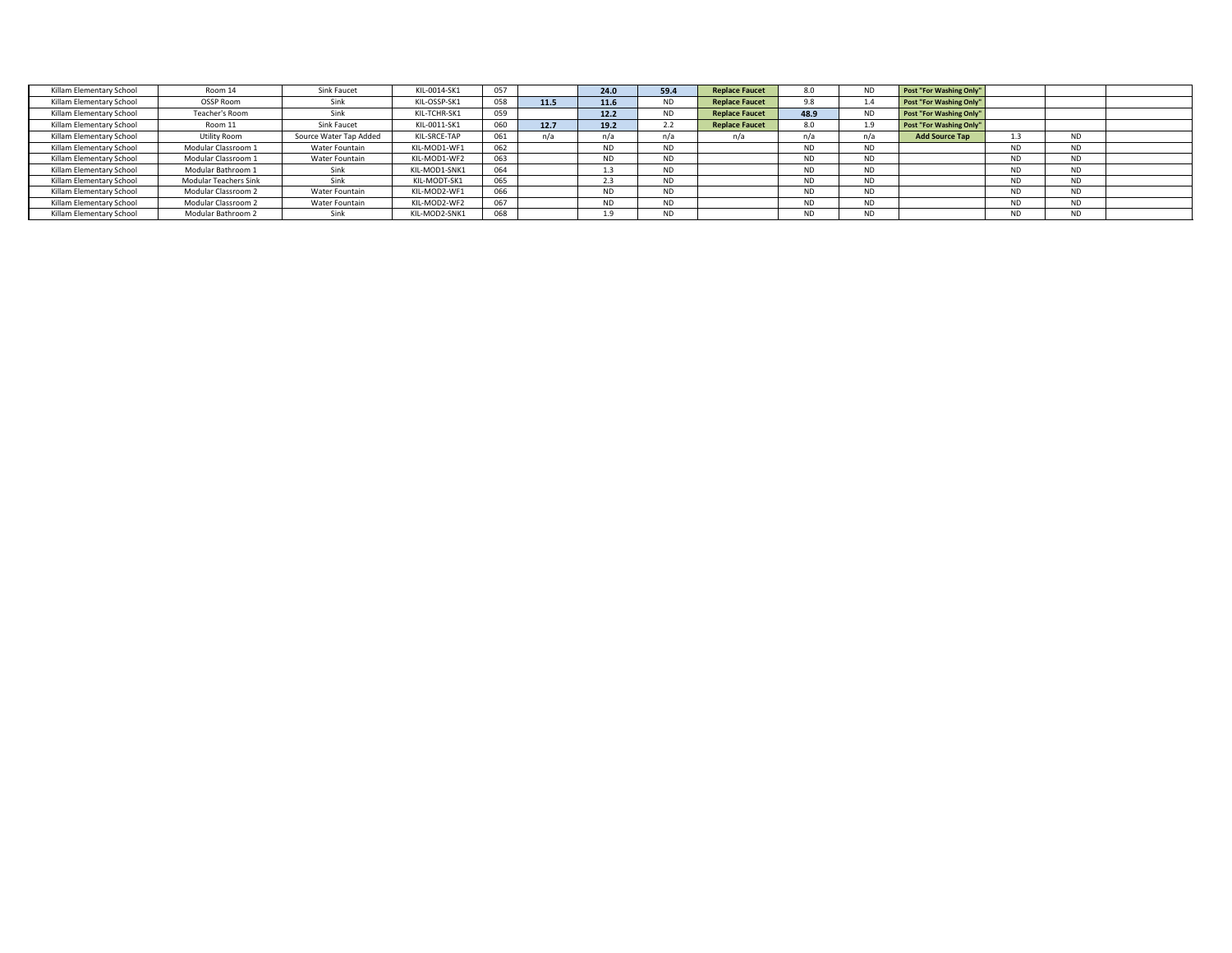| | | | | | | | | | | | | | | |
|---|---|---|---|---|---|---|---|---|---|---|---|---|---|---|
| Killam Elementary School | Room 14 | Sink Faucet | KIL-0014-SK1 | 057 | | **24.0** | **59.4** | **Replace Faucet** | 8.0 | ND | **Post "For Washing Only"** | | | |
| Killam Elementary School | OSSP Room | Sink | KIL-OSSP-SK1 | 058 | **11.5** | **11.6** | ND | **Replace Faucet** | 9.8 | 1.4 | **Post "For Washing Only"** | | | |
| Killam Elementary School | Teacher's Room | Sink | KIL-TCHR-SK1 | 059 | | **12.2** | ND | **Replace Faucet** | **48.9** | ND | **Post "For Washing Only"** | | | |
| Killam Elementary School | Room 11 | Sink Faucet | KIL-0011-SK1 | 060 | **12.7** | **19.2** | 2.2 | **Replace Faucet** | 8.0 | 1.9 | **Post "For Washing Only"** | | | |
| Killam Elementary School | Utility Room | Source Water Tap Added | KIL-SRCE-TAP | 061 | n/a | n/a | n/a | n/a | n/a | n/a | **Add Source Tap** | 1.3 | ND | |
| Killam Elementary School | Modular Classroom 1 | Water Fountain | KIL-MOD1-WF1 | 062 | | ND | ND | | ND | ND | | ND | ND | |
| Killam Elementary School | Modular Classroom 1 | Water Fountain | KIL-MOD1-WF2 | 063 | | ND | ND | | ND | ND | | ND | ND | |
| Killam Elementary School | Modular Bathroom 1 | Sink | KIL-MOD1-SNK1 | 064 | | 1.3 | ND | | ND | ND | | ND | ND | |
| Killam Elementary School | Modular Teachers Sink | Sink | KIL-MODT-SK1 | 065 | | 2.3 | ND | | ND | ND | | ND | ND | |
| Killam Elementary School | Modular Classroom 2 | Water Fountain | KIL-MOD2-WF1 | 066 | | ND | ND | | ND | ND | | ND | ND | |
| Killam Elementary School | Modular Classroom 2 | Water Fountain | KIL-MOD2-WF2 | 067 | | ND | ND | | ND | ND | | ND | ND | |
| Killam Elementary School | Modular Bathroom 2 | Sink | KIL-MOD2-SNK1 | 068 | | 1.9 | ND | | ND | ND | | ND | ND | |